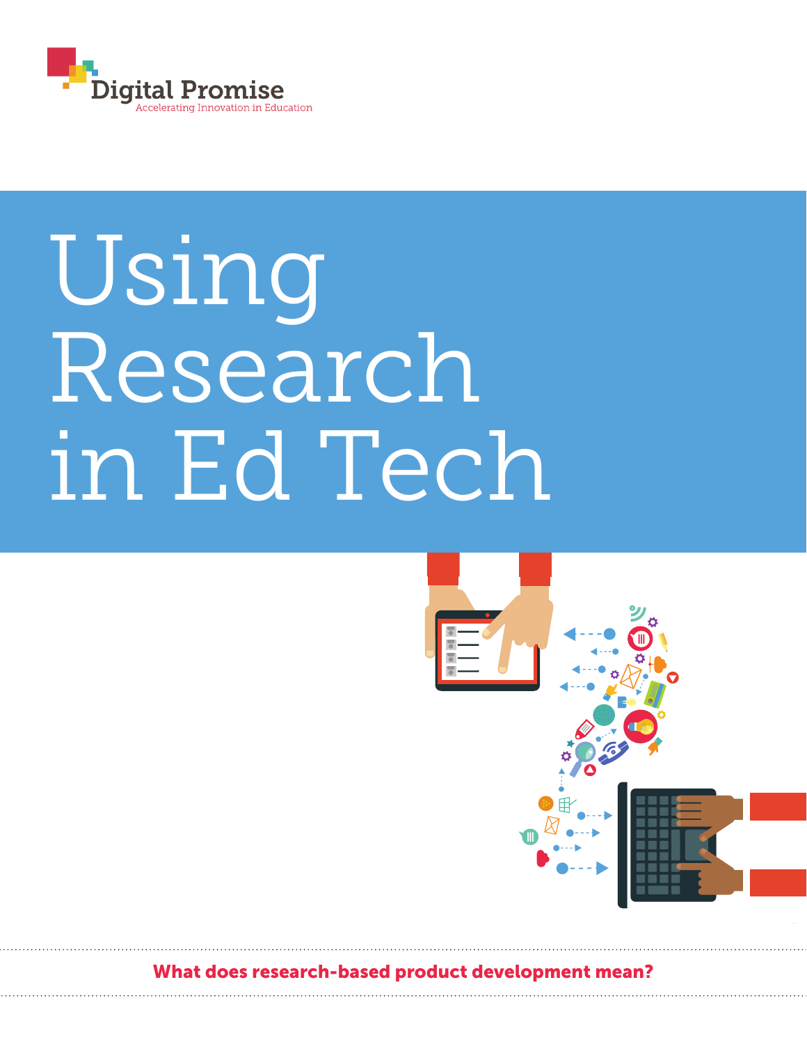Digital Promise

Accelerating Innovation in Education

# Using Research in Ed Tech

**What does research-based product development mean?**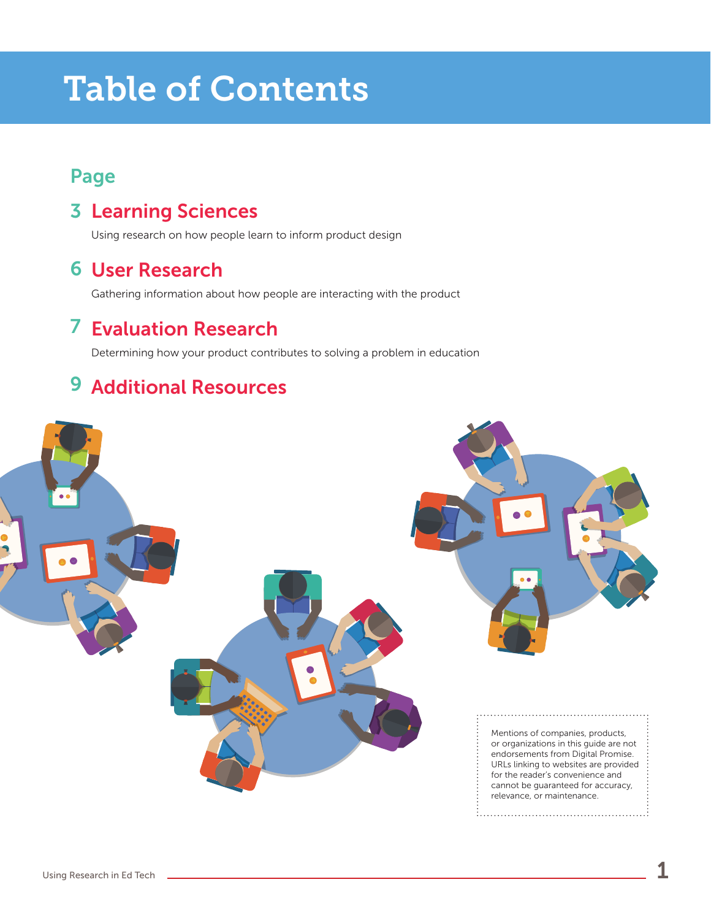# Table of Contents

**Page**

## 3 Learning Sciences

Using research on how people learn to inform product design

## 6 User Research

Gathering information about how people are interacting with the product

## 7 Evaluation Research

Determining how your product contributes to solving a problem in education

## 9 Additional Resources

Mentions of companies, products, or organizations in this guide are not endorsements from Digital Promise. URLs linking to websites are provided for the reader's convenience and cannot be guaranteed for accuracy, relevance, or maintenance.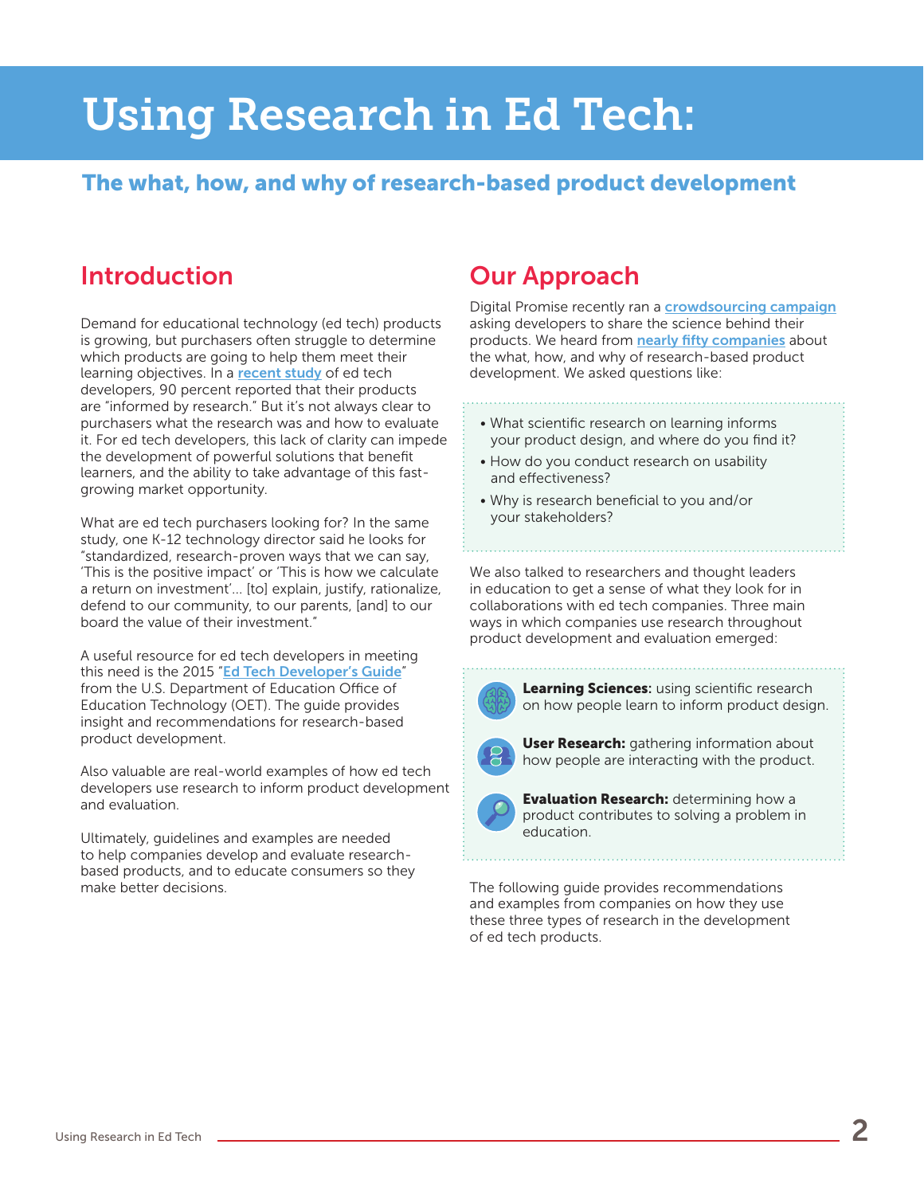# Using Research in Ed Tech:

## The what, how, and why of research-based product development

## Introduction

Demand for educational technology (ed tech) products is growing, but purchasers often struggle to determine which products are going to help them meet their learning objectives. In a recent study of ed tech developers, 90 percent reported that their products are "informed by research." But it's not always clear to purchasers what the research was and how to evaluate it. For ed tech developers, this lack of clarity can impede the development of powerful solutions that benefit learners, and the ability to take advantage of this fast-growing market opportunity.

What are ed tech purchasers looking for? In the same study, one K-12 technology director said he looks for "standardized, research-proven ways that we can say, 'This is the positive impact' or 'This is how we calculate a return on investment'... [to] explain, justify, rationalize, defend to our community, to our parents, [and] to our board the value of their investment."

A useful resource for ed tech developers in meeting this need is the 2015 "Ed Tech Developer's Guide" from the U.S. Department of Education Office of Education Technology (OET). The guide provides insight and recommendations for research-based product development.

Also valuable are real-world examples of how ed tech developers use research to inform product development and evaluation.

Ultimately, guidelines and examples are needed to help companies develop and evaluate research-based products, and to educate consumers so they make better decisions.

## Our Approach

Digital Promise recently ran a crowdsourcing campaign asking developers to share the science behind their products. We heard from nearly fifty companies about the what, how, and why of research-based product development. We asked questions like:

- What scientific research on learning informs your product design, and where do you find it?
- How do you conduct research on usability and effectiveness?
- Why is research beneficial to you and/or your stakeholders?

We also talked to researchers and thought leaders in education to get a sense of what they look for in collaborations with ed tech companies. Three main ways in which companies use research throughout product development and evaluation emerged:

- **Learning Sciences:** using scientific research on how people learn to inform product design.
- **User Research:** gathering information about how people are interacting with the product.
- **Evaluation Research:** determining how a product contributes to solving a problem in education.

The following guide provides recommendations and examples from companies on how they use these three types of research in the development of ed tech products.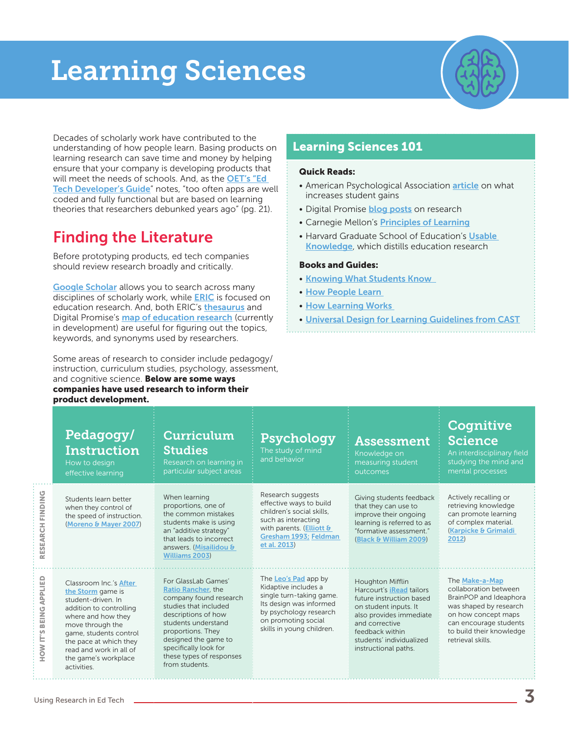# Learning Sciences

Decades of scholarly work have contributed to the understanding of how people learn. Basing products on learning research can save time and money by helping ensure that your company is developing products that will meet the needs of schools. And, as the OET's "Ed Tech Developer's Guide" notes, "too often apps are well coded and fully functional but are based on learning theories that researchers debunked years ago" (pg. 21).

## Finding the Literature

Before prototyping products, ed tech companies should review research broadly and critically.

Google Scholar allows you to search across many disciplines of scholarly work, while ERIC is focused on education research. And, both ERIC's thesaurus and Digital Promise's map of education research (currently in development) are useful for figuring out the topics, keywords, and synonyms used by researchers.

Some areas of research to consider include pedagogy/ instruction, curriculum studies, psychology, assessment, and cognitive science. **Below are some ways companies have used research to inform their product development.**

## Learning Sciences 101

**Quick Reads:**

- American Psychological Association article on what increases student gains
- Digital Promise blog posts on research
- Carnegie Mellon's Principles of Learning
- Harvard Graduate School of Education's Usable Knowledge, which distills education research

**Books and Guides:**

- Knowing What Students Know
- How People Learn
- How Learning Works
- Universal Design for Learning Guidelines from CAST

| | Pedagogy/ Instruction<br>How to design effective learning | Curriculum Studies<br>Research on learning in particular subject areas | Psychology<br>The study of mind and behavior | Assessment<br>Knowledge on measuring student outcomes | Cognitive Science<br>An interdisciplinary field studying the mind and mental processes |
|---|---|---|---|---|---|
| **RESEARCH FINDING** | Students learn better when they control of the speed of instruction. (Moreno & Mayer 2007) | When learning proportions, one of the common mistakes students make is using an "additive strategy" that leads to incorrect answers. (Misailidou & Williams 2003) | Research suggests effective ways to build children's social skills, such as interacting with parents. (Elliott & Gresham 1993; Feldman et al. 2013) | Giving students feedback that they can use to improve their ongoing learning is referred to as "formative assessment." (Black & William 2009) | Actively recalling or retrieving knowledge can promote learning of complex material. (Karpicke & Grimaldi 2012) |
| **HOW IT'S BEING APPLIED** | Classroom Inc.'s After the Storm game is student-driven. In addition to controlling where and how they move through the game, students control the pace at which they read and work in all of the game's workplace activities. | For GlassLab Games' Ratio Rancher, the company found research studies that included descriptions of how students understand proportions. They designed the game to specifically look for these types of responses from students. | The Leo's Pad app by Kidaptive includes a single turn-taking game. Its design was informed by psychology research on promoting social skills in young children. | Houghton Mifflin Harcourt's iRead tailors future instruction based on student inputs. It also provides immediate and corrective feedback within students' individualized instructional paths. | The Make-a-Map collaboration between BrainPOP and Ideaphora was shaped by research on how concept maps can encourage students to build their knowledge retrieval skills. |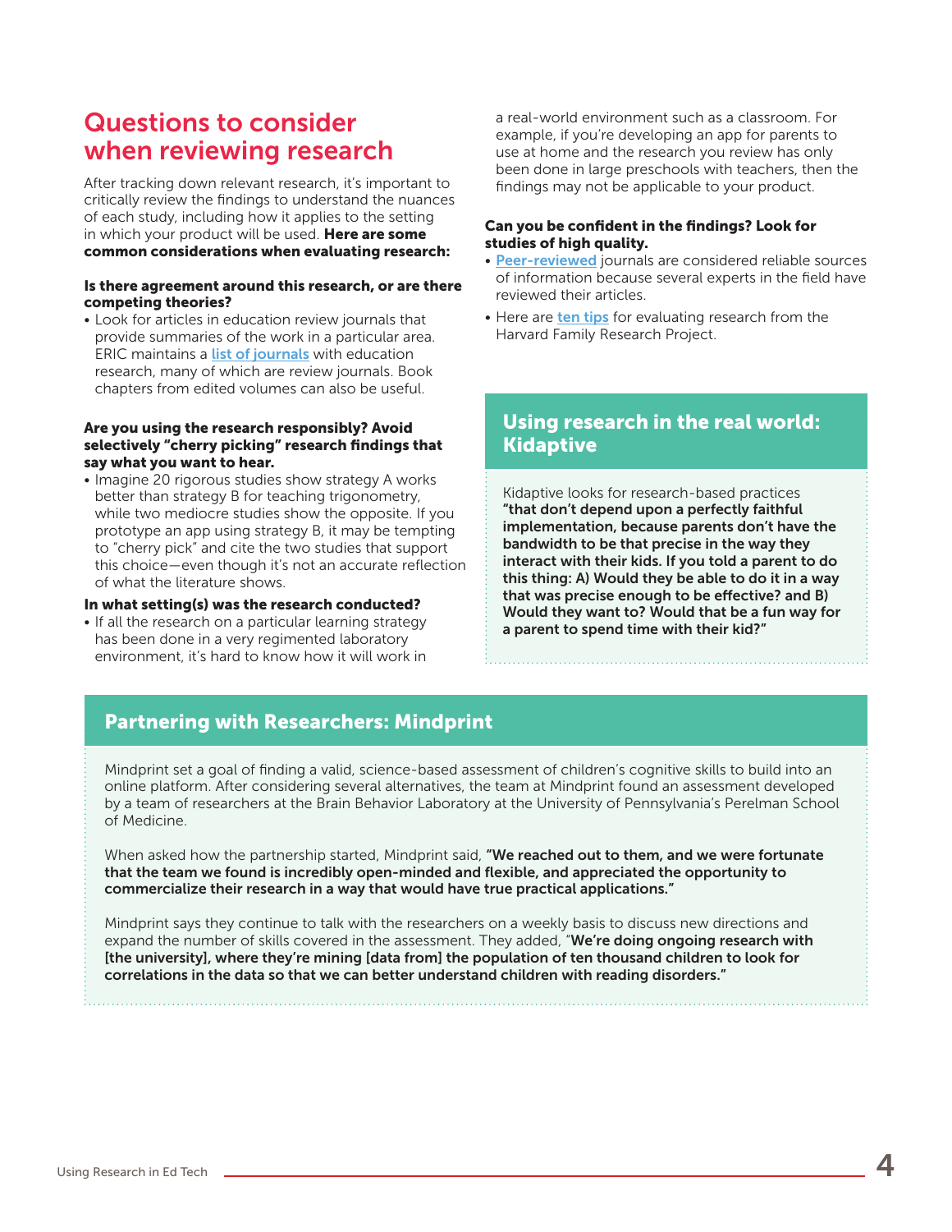## Questions to consider when reviewing research

After tracking down relevant research, it's important to critically review the findings to understand the nuances of each study, including how it applies to the setting in which your product will be used. **Here are some common considerations when evaluating research:**

**Is there agreement around this research, or are there competing theories?**

- Look for articles in education review journals that provide summaries of the work in a particular area. ERIC maintains a list of journals with education research, many of which are review journals. Book chapters from edited volumes can also be useful.

**Are you using the research responsibly? Avoid selectively "cherry picking" research findings that say what you want to hear.**

- Imagine 20 rigorous studies show strategy A works better than strategy B for teaching trigonometry, while two mediocre studies show the opposite. If you prototype an app using strategy B, it may be tempting to "cherry pick" and cite the two studies that support this choice—even though it's not an accurate reflection of what the literature shows.

**In what setting(s) was the research conducted?**

- If all the research on a particular learning strategy has been done in a very regimented laboratory environment, it's hard to know how it will work in a real-world environment such as a classroom. For example, if you're developing an app for parents to use at home and the research you review has only been done in large preschools with teachers, then the findings may not be applicable to your product.

**Can you be confident in the findings? Look for studies of high quality.**

- Peer-reviewed journals are considered reliable sources of information because several experts in the field have reviewed their articles.
- Here are ten tips for evaluating research from the Harvard Family Research Project.

### Using research in the real world: Kidaptive

Kidaptive looks for research-based practices **"that don't depend upon a perfectly faithful implementation, because parents don't have the bandwidth to be that precise in the way they interact with their kids. If you told a parent to do this thing: A) Would they be able to do it in a way that was precise enough to be effective? and B) Would they want to? Would that be a fun way for a parent to spend time with their kid?"**

### Partnering with Researchers: Mindprint

Mindprint set a goal of finding a valid, science-based assessment of children's cognitive skills to build into an online platform. After considering several alternatives, the team at Mindprint found an assessment developed by a team of researchers at the Brain Behavior Laboratory at the University of Pennsylvania's Perelman School of Medicine.

When asked how the partnership started, Mindprint said, **"We reached out to them, and we were fortunate that the team we found is incredibly open-minded and flexible, and appreciated the opportunity to commercialize their research in a way that would have true practical applications."**

Mindprint says they continue to talk with the researchers on a weekly basis to discuss new directions and expand the number of skills covered in the assessment. They added, "**We're doing ongoing research with [the university], where they're mining [data from] the population of ten thousand children to look for correlations in the data so that we can better understand children with reading disorders."**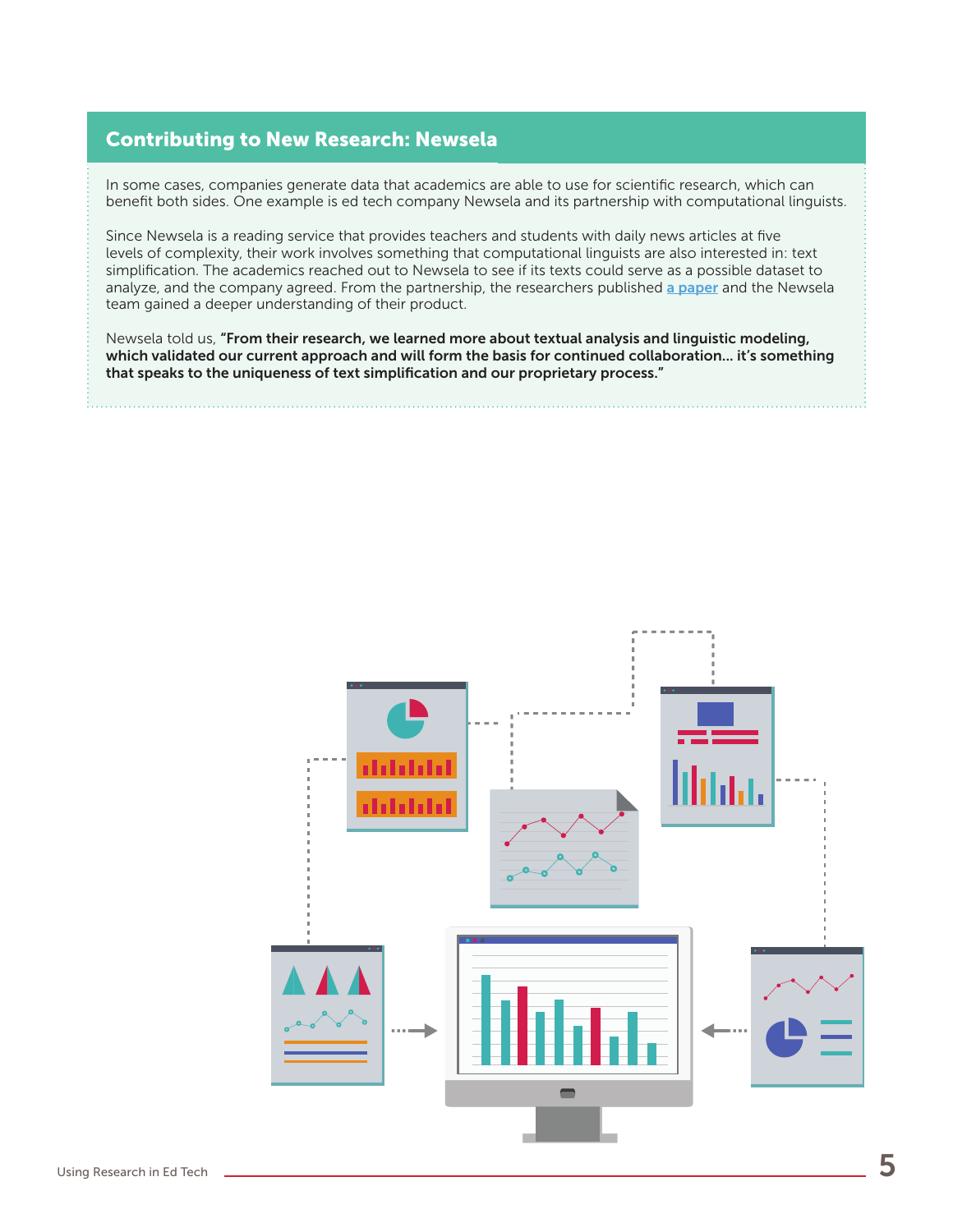## Contributing to New Research: Newsela

In some cases, companies generate data that academics are able to use for scientific research, which can benefit both sides. One example is ed tech company Newsela and its partnership with computational linguists.

Since Newsela is a reading service that provides teachers and students with daily news articles at five levels of complexity, their work involves something that computational linguists are also interested in: text simplification. The academics reached out to Newsela to see if its texts could serve as a possible dataset to analyze, and the company agreed. From the partnership, the researchers published a paper and the Newsela team gained a deeper understanding of their product.

Newsela told us, **"From their research, we learned more about textual analysis and linguistic modeling, which validated our current approach and will form the basis for continued collaboration… it's something that speaks to the uniqueness of text simplification and our proprietary process."**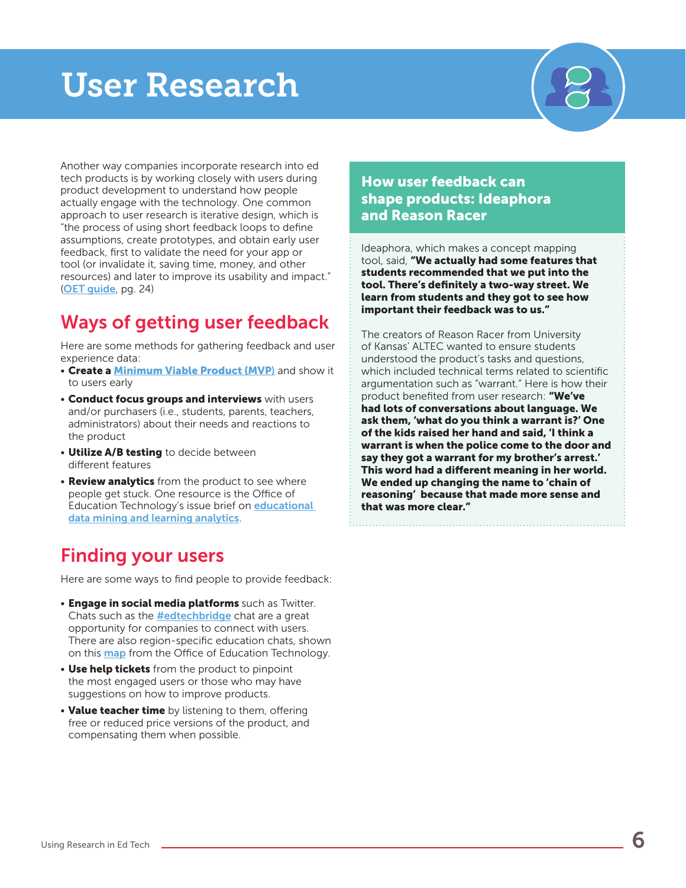# User Research

Another way companies incorporate research into ed tech products is by working closely with users during product development to understand how people actually engage with the technology. One common approach to user research is iterative design, which is "the process of using short feedback loops to define assumptions, create prototypes, and obtain early user feedback, first to validate the need for your app or tool (or invalidate it, saving time, money, and other resources) and later to improve its usability and impact." (OET guide, pg. 24)

## Ways of getting user feedback

Here are some methods for gathering feedback and user experience data:

- **Create a Minimum Viable Product (MVP)** and show it to users early
- **Conduct focus groups and interviews** with users and/or purchasers (i.e., students, parents, teachers, administrators) about their needs and reactions to the product
- **Utilize A/B testing** to decide between different features
- **Review analytics** from the product to see where people get stuck. One resource is the Office of Education Technology's issue brief on educational data mining and learning analytics.

## Finding your users

Here are some ways to find people to provide feedback:

- **Engage in social media platforms** such as Twitter. Chats such as the #edtechbridge chat are a great opportunity for companies to connect with users. There are also region-specific education chats, shown on this map from the Office of Education Technology.
- **Use help tickets** from the product to pinpoint the most engaged users or those who may have suggestions on how to improve products.
- **Value teacher time** by listening to them, offering free or reduced price versions of the product, and compensating them when possible.

### How user feedback can shape products: Ideaphora and Reason Racer

Ideaphora, which makes a concept mapping tool, said, **"We actually had some features that students recommended that we put into the tool. There's definitely a two-way street. We learn from students and they got to see how important their feedback was to us."**

The creators of Reason Racer from University of Kansas' ALTEC wanted to ensure students understood the product's tasks and questions, which included technical terms related to scientific argumentation such as "warrant." Here is how their product benefited from user research: **"We've had lots of conversations about language. We ask them, 'what do you think a warrant is?' One of the kids raised her hand and said, 'I think a warrant is when the police come to the door and say they got a warrant for my brother's arrest.' This word had a different meaning in her world. We ended up changing the name to 'chain of reasoning' because that made more sense and that was more clear."**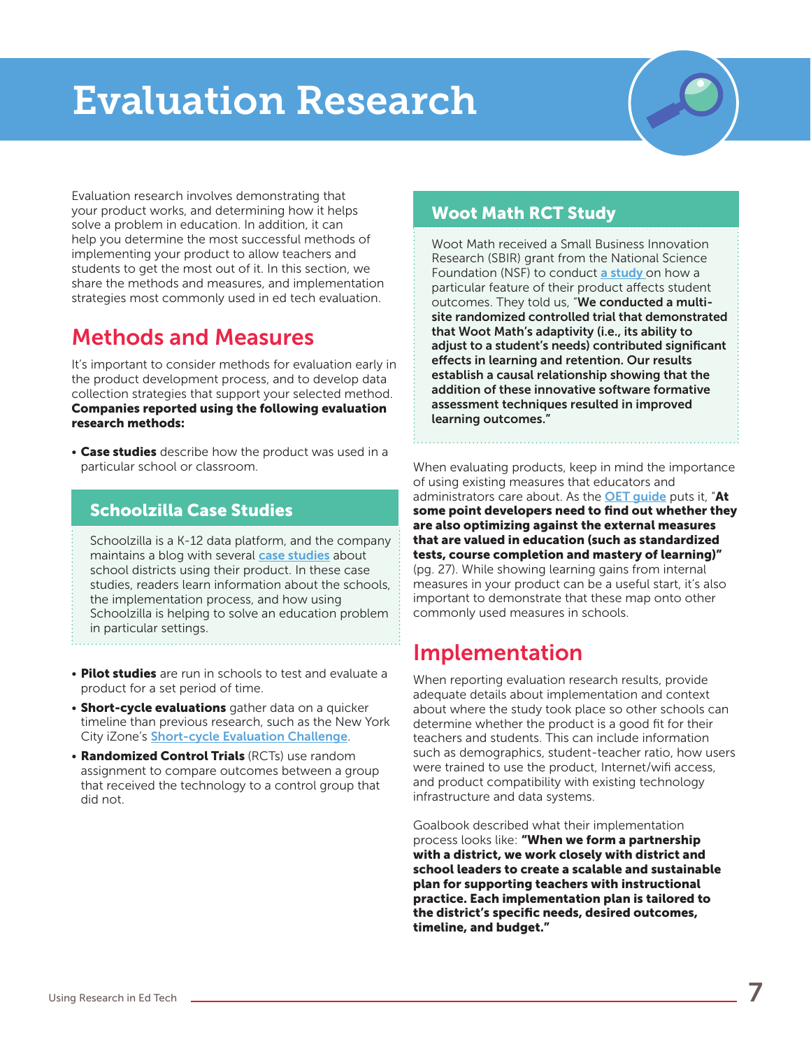# Evaluation Research

Evaluation research involves demonstrating that your product works, and determining how it helps solve a problem in education. In addition, it can help you determine the most successful methods of implementing your product to allow teachers and students to get the most out of it. In this section, we share the methods and measures, and implementation strategies most commonly used in ed tech evaluation.

## Methods and Measures

It's important to consider methods for evaluation early in the product development process, and to develop data collection strategies that support your selected method. **Companies reported using the following evaluation research methods:**

- **Case studies** describe how the product was used in a particular school or classroom.

### Schoolzilla Case Studies

Schoolzilla is a K-12 data platform, and the company maintains a blog with several case studies about school districts using their product. In these case studies, readers learn information about the schools, the implementation process, and how using Schoolzilla is helping to solve an education problem in particular settings.

- **Pilot studies** are run in schools to test and evaluate a product for a set period of time.
- **Short-cycle evaluations** gather data on a quicker timeline than previous research, such as the New York City iZone's Short-cycle Evaluation Challenge.
- **Randomized Control Trials** (RCTs) use random assignment to compare outcomes between a group that received the technology to a control group that did not.

### Woot Math RCT Study

Woot Math received a Small Business Innovation Research (SBIR) grant from the National Science Foundation (NSF) to conduct a study on how a particular feature of their product affects student outcomes. They told us, "**We conducted a multi-site randomized controlled trial that demonstrated that Woot Math's adaptivity (i.e., its ability to adjust to a student's needs) contributed significant effects in learning and retention. Our results establish a causal relationship showing that the addition of these innovative software formative assessment techniques resulted in improved learning outcomes.**"

When evaluating products, keep in mind the importance of using existing measures that educators and administrators care about. As the OET guide puts it, "**At some point developers need to find out whether they are also optimizing against the external measures that are valued in education (such as standardized tests, course completion and mastery of learning)**" (pg. 27). While showing learning gains from internal measures in your product can be a useful start, it's also important to demonstrate that these map onto other commonly used measures in schools.

## Implementation

When reporting evaluation research results, provide adequate details about implementation and context about where the study took place so other schools can determine whether the product is a good fit for their teachers and students. This can include information such as demographics, student-teacher ratio, how users were trained to use the product, Internet/wifi access, and product compatibility with existing technology infrastructure and data systems.

Goalbook described what their implementation process looks like: **"When we form a partnership with a district, we work closely with district and school leaders to create a scalable and sustainable plan for supporting teachers with instructional practice. Each implementation plan is tailored to the district's specific needs, desired outcomes, timeline, and budget."**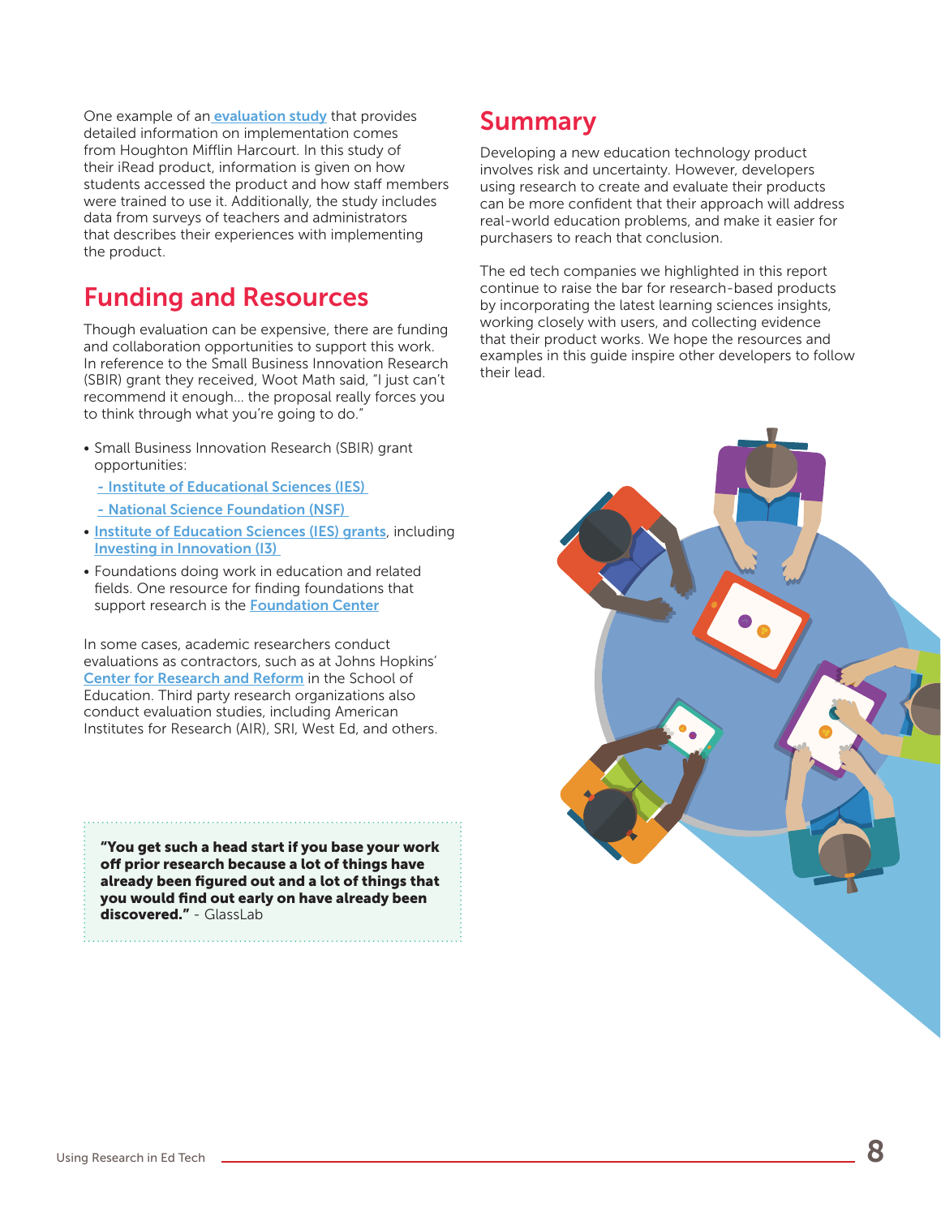One example of an evaluation study that provides detailed information on implementation comes from Houghton Mifflin Harcourt. In this study of their iRead product, information is given on how students accessed the product and how staff members were trained to use it. Additionally, the study includes data from surveys of teachers and administrators that describes their experiences with implementing the product.

## Funding and Resources

Though evaluation can be expensive, there are funding and collaboration opportunities to support this work. In reference to the Small Business Innovation Research (SBIR) grant they received, Woot Math said, "I just can't recommend it enough... the proposal really forces you to think through what you're going to do."

- Small Business Innovation Research (SBIR) grant opportunities:
  - Institute of Educational Sciences (IES)
  - National Science Foundation (NSF)
- Institute of Education Sciences (IES) grants, including Investing in Innovation (I3)
- Foundations doing work in education and related fields. One resource for finding foundations that support research is the Foundation Center

In some cases, academic researchers conduct evaluations as contractors, such as at Johns Hopkins' Center for Research and Reform in the School of Education. Third party research organizations also conduct evaluation studies, including American Institutes for Research (AIR), SRI, West Ed, and others.

> **"You get such a head start if you base your work off prior research because a lot of things have already been figured out and a lot of things that you would find out early on have already been discovered."** - GlassLab

## Summary

Developing a new education technology product involves risk and uncertainty. However, developers using research to create and evaluate their products can be more confident that their approach will address real-world education problems, and make it easier for purchasers to reach that conclusion.

The ed tech companies we highlighted in this report continue to raise the bar for research-based products by incorporating the latest learning sciences insights, working closely with users, and collecting evidence that their product works. We hope the resources and examples in this guide inspire other developers to follow their lead.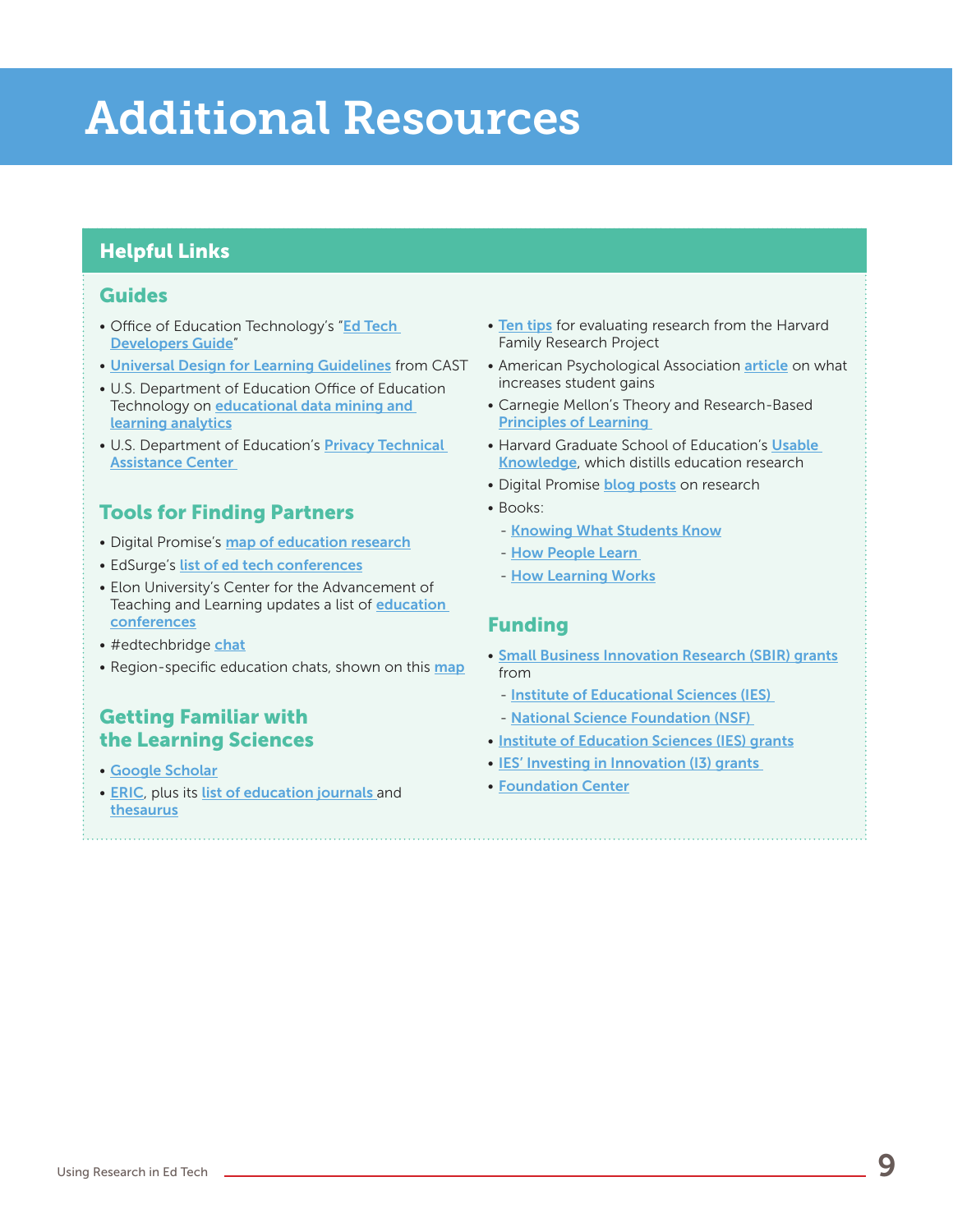# Additional Resources

## Helpful Links

### Guides

- Office of Education Technology's "Ed Tech Developers Guide"
- Universal Design for Learning Guidelines from CAST
- U.S. Department of Education Office of Education Technology on educational data mining and learning analytics
- U.S. Department of Education's Privacy Technical Assistance Center

### Tools for Finding Partners

- Digital Promise's map of education research
- EdSurge's list of ed tech conferences
- Elon University's Center for the Advancement of Teaching and Learning updates a list of education conferences
- #edtechbridge chat
- Region-specific education chats, shown on this map

### Getting Familiar with the Learning Sciences

- Google Scholar
- ERIC, plus its list of education journals and thesaurus
- Ten tips for evaluating research from the Harvard Family Research Project
- American Psychological Association article on what increases student gains
- Carnegie Mellon's Theory and Research-Based Principles of Learning
- Harvard Graduate School of Education's Usable Knowledge, which distills education research
- Digital Promise blog posts on research
- Books:
  - Knowing What Students Know
  - How People Learn
  - How Learning Works

### Funding

- Small Business Innovation Research (SBIR) grants from
  - Institute of Educational Sciences (IES)
  - National Science Foundation (NSF)
- Institute of Education Sciences (IES) grants
- IES' Investing in Innovation (I3) grants
- Foundation Center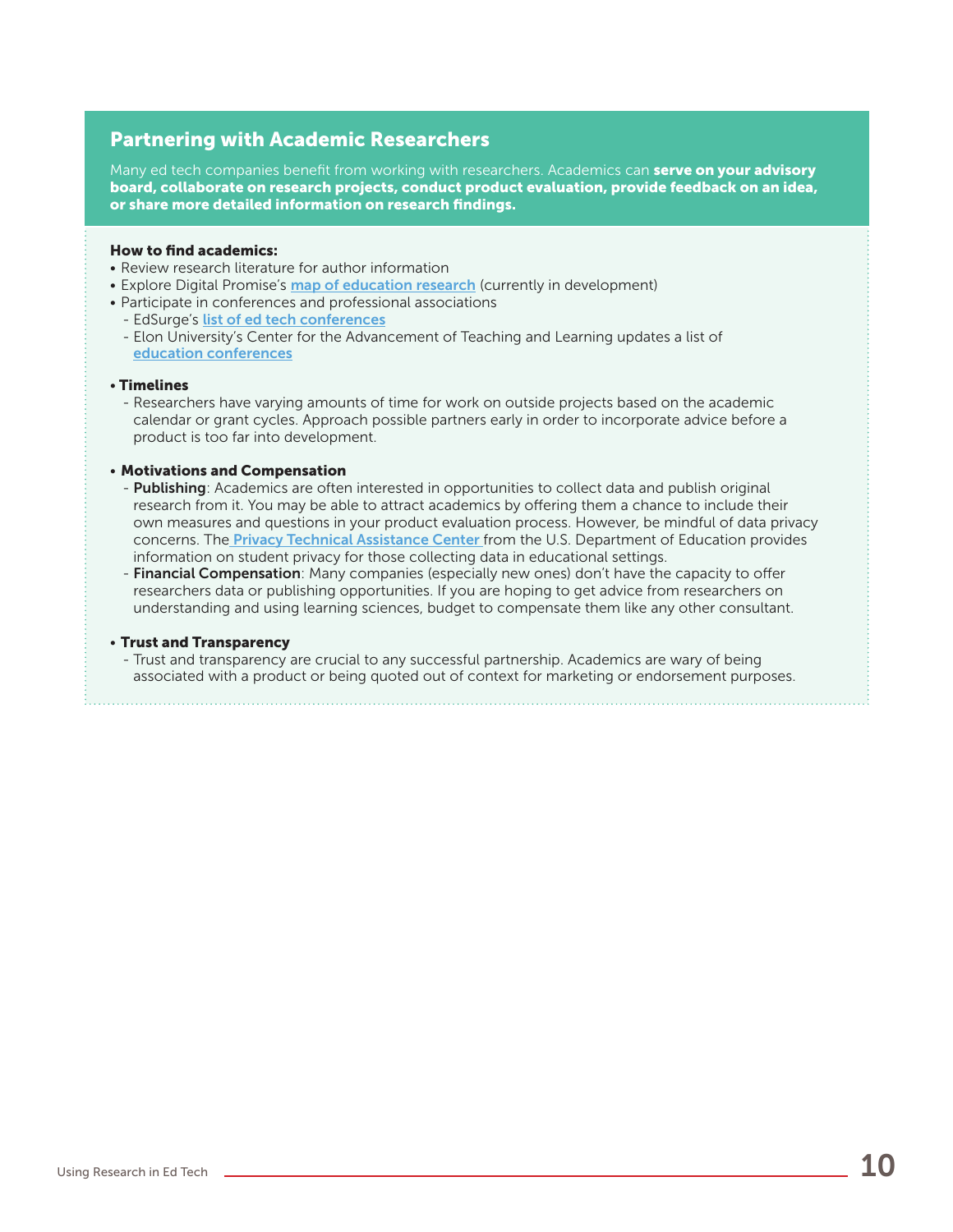## Partnering with Academic Researchers

Many ed tech companies benefit from working with researchers. Academics can **serve on your advisory board, collaborate on research projects, conduct product evaluation, provide feedback on an idea, or share more detailed information on research findings.**

**How to find academics:**

- Review research literature for author information
- Explore Digital Promise's map of education research (currently in development)
- Participate in conferences and professional associations
  - EdSurge's list of ed tech conferences
  - Elon University's Center for the Advancement of Teaching and Learning updates a list of education conferences

- **Timelines**
  - Researchers have varying amounts of time for work on outside projects based on the academic calendar or grant cycles. Approach possible partners early in order to incorporate advice before a product is too far into development.

- **Motivations and Compensation**
  - **Publishing**: Academics are often interested in opportunities to collect data and publish original research from it. You may be able to attract academics by offering them a chance to include their own measures and questions in your product evaluation process. However, be mindful of data privacy concerns. The Privacy Technical Assistance Center from the U.S. Department of Education provides information on student privacy for those collecting data in educational settings.
  - **Financial Compensation**: Many companies (especially new ones) don't have the capacity to offer researchers data or publishing opportunities. If you are hoping to get advice from researchers on understanding and using learning sciences, budget to compensate them like any other consultant.

- **Trust and Transparency**
  - Trust and transparency are crucial to any successful partnership. Academics are wary of being associated with a product or being quoted out of context for marketing or endorsement purposes.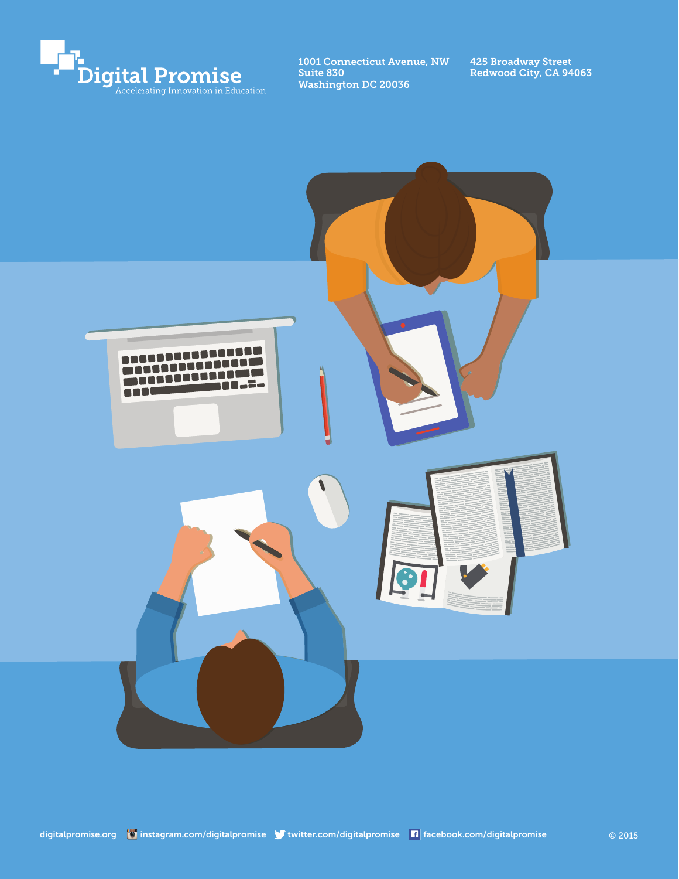Digital Promise

Accelerating Innovation in Education

1001 Connecticut Avenue, NW
Suite 830
Washington DC 20036

425 Broadway Street
Redwood City, CA 94063

digitalpromise.org instagram.com/digitalpromise twitter.com/digitalpromise facebook.com/digitalpromise

© 2015